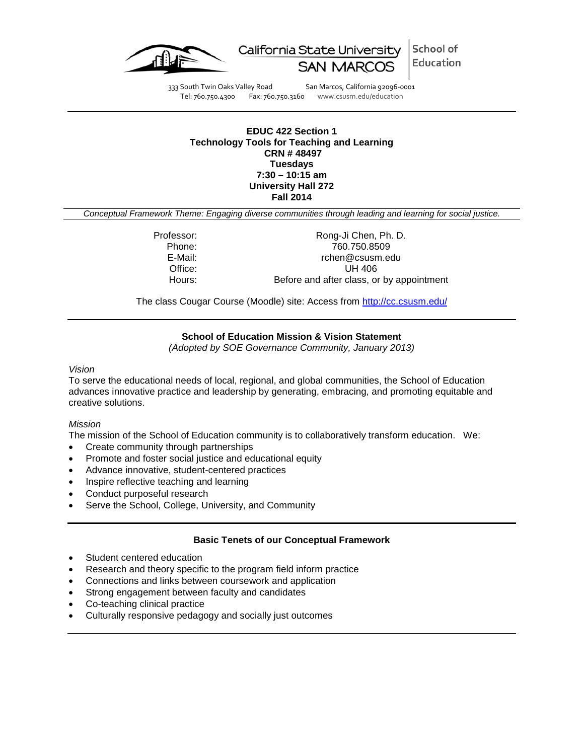California State University SAN MARCOS | School of Education

333 South Twin Oaks Valley Road San Marcos, California 92096-0001
Tel: 760.750.4300 Fax: 760.750.3160 www.csusm.edu/education

**EDUC 422 Section 1**
**Technology Tools for Teaching and Learning**
**CRN # 48497**
**Tuesdays**
**7:30 – 10:15 am**
**University Hall 272**
**Fall 2014**

*Conceptual Framework Theme: Engaging diverse communities through leading and learning for social justice.*

| | |
|---|---|
| Professor: | Rong-Ji Chen, Ph. D. |
| Phone: | 760.750.8509 |
| E-Mail: | rchen@csusm.edu |
| Office: | UH 406 |
| Hours: | Before and after class, or by appointment |

The class Cougar Course (Moodle) site: Access from http://cc.csusm.edu/

## School of Education Mission & Vision Statement

*(Adopted by SOE Governance Community, January 2013)*

*Vision*

To serve the educational needs of local, regional, and global communities, the School of Education advances innovative practice and leadership by generating, embracing, and promoting equitable and creative solutions.

*Mission*

The mission of the School of Education community is to collaboratively transform education. We:

- Create community through partnerships
- Promote and foster social justice and educational equity
- Advance innovative, student-centered practices
- Inspire reflective teaching and learning
- Conduct purposeful research
- Serve the School, College, University, and Community

## Basic Tenets of our Conceptual Framework

- Student centered education
- Research and theory specific to the program field inform practice
- Connections and links between coursework and application
- Strong engagement between faculty and candidates
- Co-teaching clinical practice
- Culturally responsive pedagogy and socially just outcomes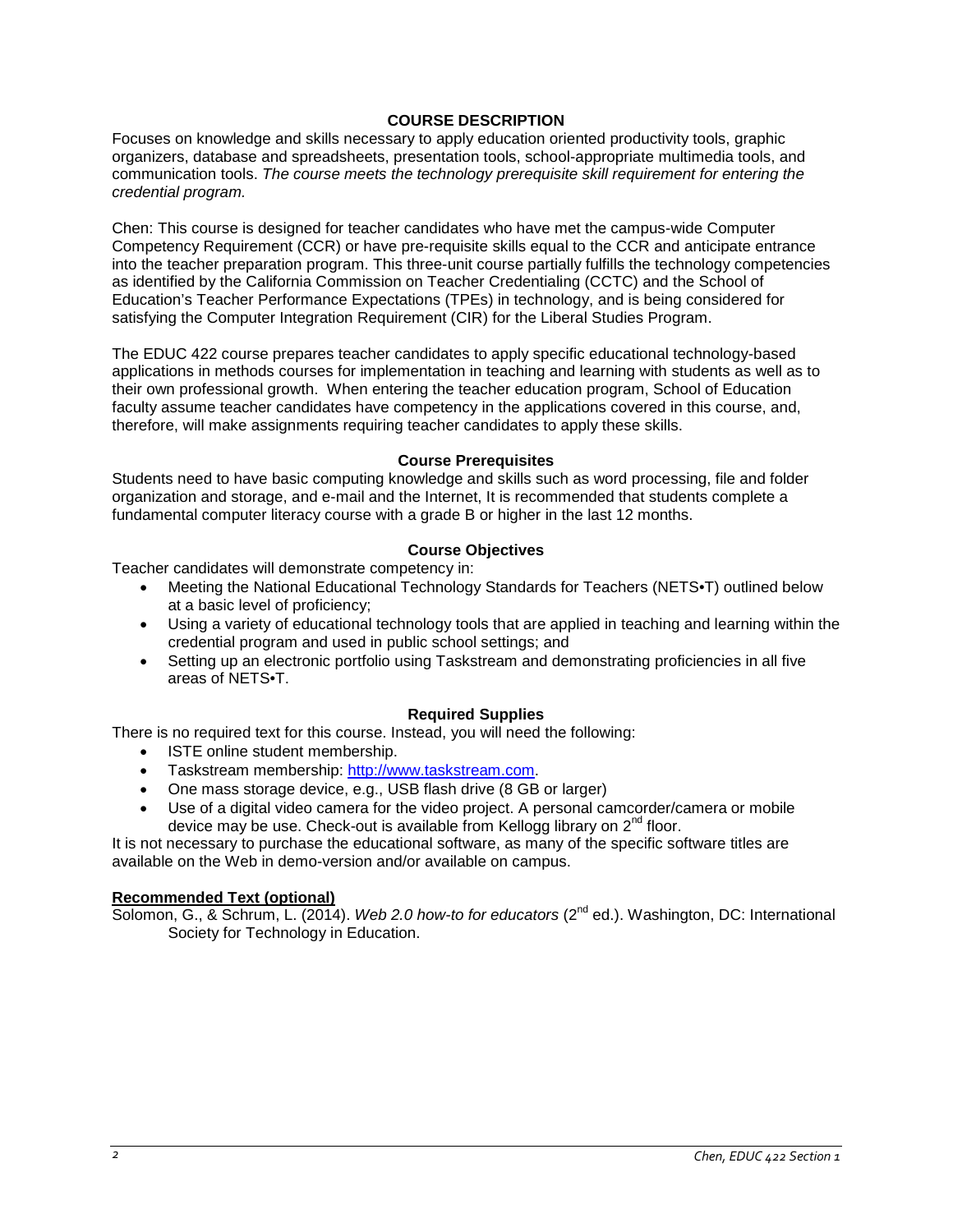## COURSE DESCRIPTION

Focuses on knowledge and skills necessary to apply education oriented productivity tools, graphic organizers, database and spreadsheets, presentation tools, school-appropriate multimedia tools, and communication tools. *The course meets the technology prerequisite skill requirement for entering the credential program.*

Chen: This course is designed for teacher candidates who have met the campus-wide Computer Competency Requirement (CCR) or have pre-requisite skills equal to the CCR and anticipate entrance into the teacher preparation program. This three-unit course partially fulfills the technology competencies as identified by the California Commission on Teacher Credentialing (CCTC) and the School of Education's Teacher Performance Expectations (TPEs) in technology, and is being considered for satisfying the Computer Integration Requirement (CIR) for the Liberal Studies Program.

The EDUC 422 course prepares teacher candidates to apply specific educational technology-based applications in methods courses for implementation in teaching and learning with students as well as to their own professional growth. When entering the teacher education program, School of Education faculty assume teacher candidates have competency in the applications covered in this course, and, therefore, will make assignments requiring teacher candidates to apply these skills.

### Course Prerequisites

Students need to have basic computing knowledge and skills such as word processing, file and folder organization and storage, and e-mail and the Internet, It is recommended that students complete a fundamental computer literacy course with a grade B or higher in the last 12 months.

### Course Objectives

Teacher candidates will demonstrate competency in:

- Meeting the National Educational Technology Standards for Teachers (NETS•T) outlined below at a basic level of proficiency;
- Using a variety of educational technology tools that are applied in teaching and learning within the credential program and used in public school settings; and
- Setting up an electronic portfolio using Taskstream and demonstrating proficiencies in all five areas of NETS•T.

### Required Supplies

There is no required text for this course. Instead, you will need the following:

- ISTE online student membership.
- Taskstream membership: [http://www.taskstream.com](http://www.taskstream.com).
- One mass storage device, e.g., USB flash drive (8 GB or larger)
- Use of a digital video camera for the video project. A personal camcorder/camera or mobile device may be use. Check-out is available from Kellogg library on 2nd floor.

It is not necessary to purchase the educational software, as many of the specific software titles are available on the Web in demo-version and/or available on campus.

**Recommended Text (optional)**

Solomon, G., & Schrum, L. (2014). *Web 2.0 how-to for educators* (2nd ed.). Washington, DC: International Society for Technology in Education.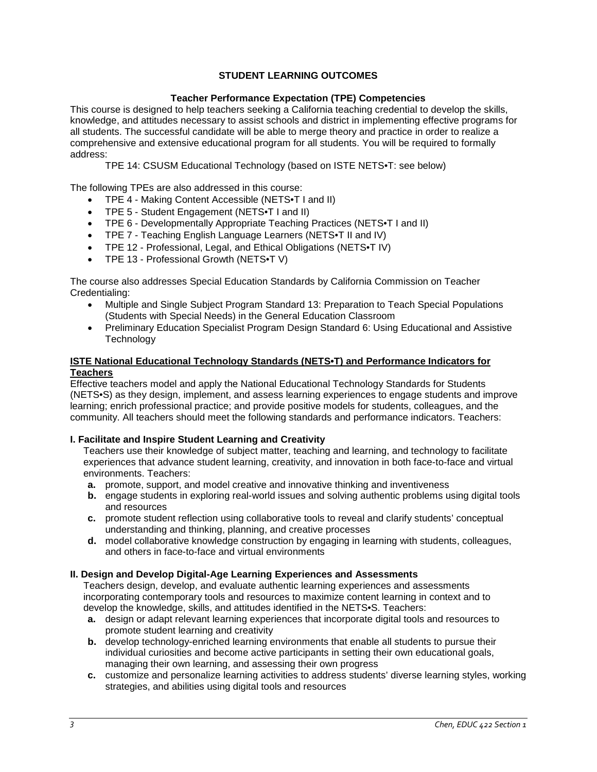## STUDENT LEARNING OUTCOMES

### Teacher Performance Expectation (TPE) Competencies

This course is designed to help teachers seeking a California teaching credential to develop the skills, knowledge, and attitudes necessary to assist schools and district in implementing effective programs for all students. The successful candidate will be able to merge theory and practice in order to realize a comprehensive and extensive educational program for all students. You will be required to formally address:

TPE 14: CSUSM Educational Technology (based on ISTE NETS•T: see below)

The following TPEs are also addressed in this course:

- TPE 4 - Making Content Accessible (NETS•T I and II)
- TPE 5 - Student Engagement (NETS•T I and II)
- TPE 6 - Developmentally Appropriate Teaching Practices (NETS•T I and II)
- TPE 7 - Teaching English Language Learners (NETS•T II and IV)
- TPE 12 - Professional, Legal, and Ethical Obligations (NETS•T IV)
- TPE 13 - Professional Growth (NETS•T V)

The course also addresses Special Education Standards by California Commission on Teacher Credentialing:

- Multiple and Single Subject Program Standard 13: Preparation to Teach Special Populations (Students with Special Needs) in the General Education Classroom
- Preliminary Education Specialist Program Design Standard 6: Using Educational and Assistive Technology

**ISTE National Educational Technology Standards (NETS•T) and Performance Indicators for Teachers**

Effective teachers model and apply the National Educational Technology Standards for Students (NETS•S) as they design, implement, and assess learning experiences to engage students and improve learning; enrich professional practice; and provide positive models for students, colleagues, and the community. All teachers should meet the following standards and performance indicators. Teachers:

**I. Facilitate and Inspire Student Learning and Creativity**

Teachers use their knowledge of subject matter, teaching and learning, and technology to facilitate experiences that advance student learning, creativity, and innovation in both face-to-face and virtual environments. Teachers:

- **a.** promote, support, and model creative and innovative thinking and inventiveness
- **b.** engage students in exploring real-world issues and solving authentic problems using digital tools and resources
- **c.** promote student reflection using collaborative tools to reveal and clarify students' conceptual understanding and thinking, planning, and creative processes
- **d.** model collaborative knowledge construction by engaging in learning with students, colleagues, and others in face-to-face and virtual environments

**II. Design and Develop Digital-Age Learning Experiences and Assessments**

Teachers design, develop, and evaluate authentic learning experiences and assessments incorporating contemporary tools and resources to maximize content learning in context and to develop the knowledge, skills, and attitudes identified in the NETS•S. Teachers:

- **a.** design or adapt relevant learning experiences that incorporate digital tools and resources to promote student learning and creativity
- **b.** develop technology-enriched learning environments that enable all students to pursue their individual curiosities and become active participants in setting their own educational goals, managing their own learning, and assessing their own progress
- **c.** customize and personalize learning activities to address students' diverse learning styles, working strategies, and abilities using digital tools and resources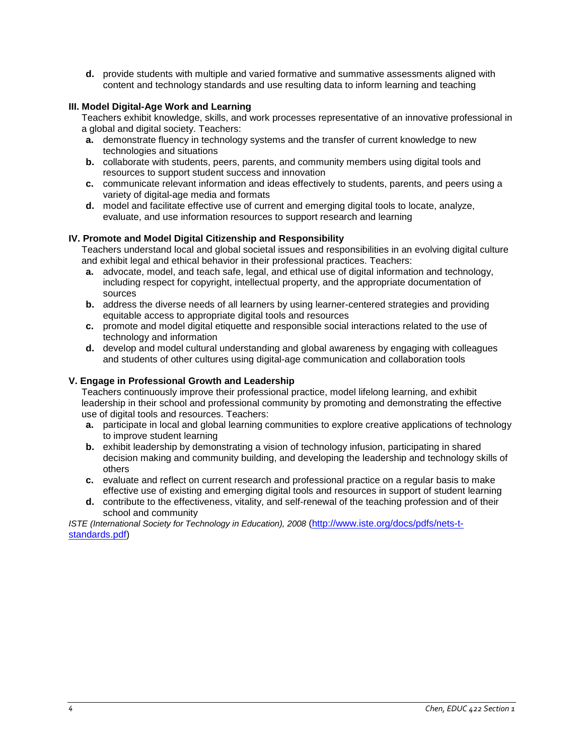- **d.** provide students with multiple and varied formative and summative assessments aligned with content and technology standards and use resulting data to inform learning and teaching

**III. Model Digital-Age Work and Learning**

Teachers exhibit knowledge, skills, and work processes representative of an innovative professional in a global and digital society. Teachers:

- **a.** demonstrate fluency in technology systems and the transfer of current knowledge to new technologies and situations
- **b.** collaborate with students, peers, parents, and community members using digital tools and resources to support student success and innovation
- **c.** communicate relevant information and ideas effectively to students, parents, and peers using a variety of digital-age media and formats
- **d.** model and facilitate effective use of current and emerging digital tools to locate, analyze, evaluate, and use information resources to support research and learning

**IV. Promote and Model Digital Citizenship and Responsibility**

Teachers understand local and global societal issues and responsibilities in an evolving digital culture and exhibit legal and ethical behavior in their professional practices. Teachers:

- **a.** advocate, model, and teach safe, legal, and ethical use of digital information and technology, including respect for copyright, intellectual property, and the appropriate documentation of sources
- **b.** address the diverse needs of all learners by using learner-centered strategies and providing equitable access to appropriate digital tools and resources
- **c.** promote and model digital etiquette and responsible social interactions related to the use of technology and information
- **d.** develop and model cultural understanding and global awareness by engaging with colleagues and students of other cultures using digital-age communication and collaboration tools

**V. Engage in Professional Growth and Leadership**

Teachers continuously improve their professional practice, model lifelong learning, and exhibit leadership in their school and professional community by promoting and demonstrating the effective use of digital tools and resources. Teachers:

- **a.** participate in local and global learning communities to explore creative applications of technology to improve student learning
- **b.** exhibit leadership by demonstrating a vision of technology infusion, participating in shared decision making and community building, and developing the leadership and technology skills of others
- **c.** evaluate and reflect on current research and professional practice on a regular basis to make effective use of existing and emerging digital tools and resources in support of student learning
- **d.** contribute to the effectiveness, vitality, and self-renewal of the teaching profession and of their school and community

*ISTE (International Society for Technology in Education), 2008* (http://www.iste.org/docs/pdfs/nets-t-standards.pdf)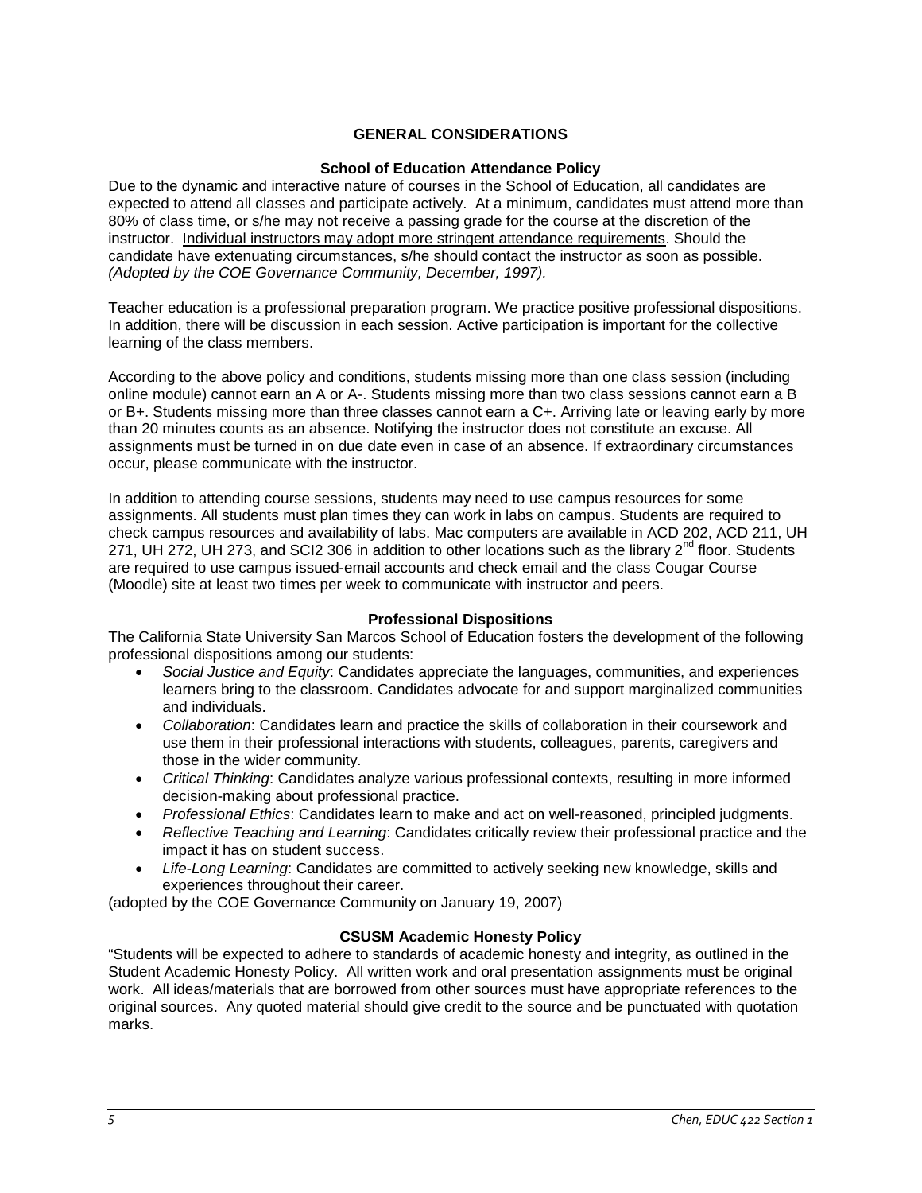## GENERAL CONSIDERATIONS

### School of Education Attendance Policy

Due to the dynamic and interactive nature of courses in the School of Education, all candidates are expected to attend all classes and participate actively. At a minimum, candidates must attend more than 80% of class time, or s/he may not receive a passing grade for the course at the discretion of the instructor. Individual instructors may adopt more stringent attendance requirements. Should the candidate have extenuating circumstances, s/he should contact the instructor as soon as possible. *(Adopted by the COE Governance Community, December, 1997).*

Teacher education is a professional preparation program. We practice positive professional dispositions. In addition, there will be discussion in each session. Active participation is important for the collective learning of the class members.

According to the above policy and conditions, students missing more than one class session (including online module) cannot earn an A or A-. Students missing more than two class sessions cannot earn a B or B+. Students missing more than three classes cannot earn a C+. Arriving late or leaving early by more than 20 minutes counts as an absence. Notifying the instructor does not constitute an excuse. All assignments must be turned in on due date even in case of an absence. If extraordinary circumstances occur, please communicate with the instructor.

In addition to attending course sessions, students may need to use campus resources for some assignments. All students must plan times they can work in labs on campus. Students are required to check campus resources and availability of labs. Mac computers are available in ACD 202, ACD 211, UH 271, UH 272, UH 273, and SCI2 306 in addition to other locations such as the library 2nd floor. Students are required to use campus issued-email accounts and check email and the class Cougar Course (Moodle) site at least two times per week to communicate with instructor and peers.

### Professional Dispositions

The California State University San Marcos School of Education fosters the development of the following professional dispositions among our students:

- *Social Justice and Equity*: Candidates appreciate the languages, communities, and experiences learners bring to the classroom. Candidates advocate for and support marginalized communities and individuals.
- *Collaboration*: Candidates learn and practice the skills of collaboration in their coursework and use them in their professional interactions with students, colleagues, parents, caregivers and those in the wider community.
- *Critical Thinking*: Candidates analyze various professional contexts, resulting in more informed decision-making about professional practice.
- *Professional Ethics*: Candidates learn to make and act on well-reasoned, principled judgments.
- *Reflective Teaching and Learning*: Candidates critically review their professional practice and the impact it has on student success.
- *Life-Long Learning*: Candidates are committed to actively seeking new knowledge, skills and experiences throughout their career.

(adopted by the COE Governance Community on January 19, 2007)

### CSUSM Academic Honesty Policy

"Students will be expected to adhere to standards of academic honesty and integrity, as outlined in the Student Academic Honesty Policy. All written work and oral presentation assignments must be original work. All ideas/materials that are borrowed from other sources must have appropriate references to the original sources. Any quoted material should give credit to the source and be punctuated with quotation marks.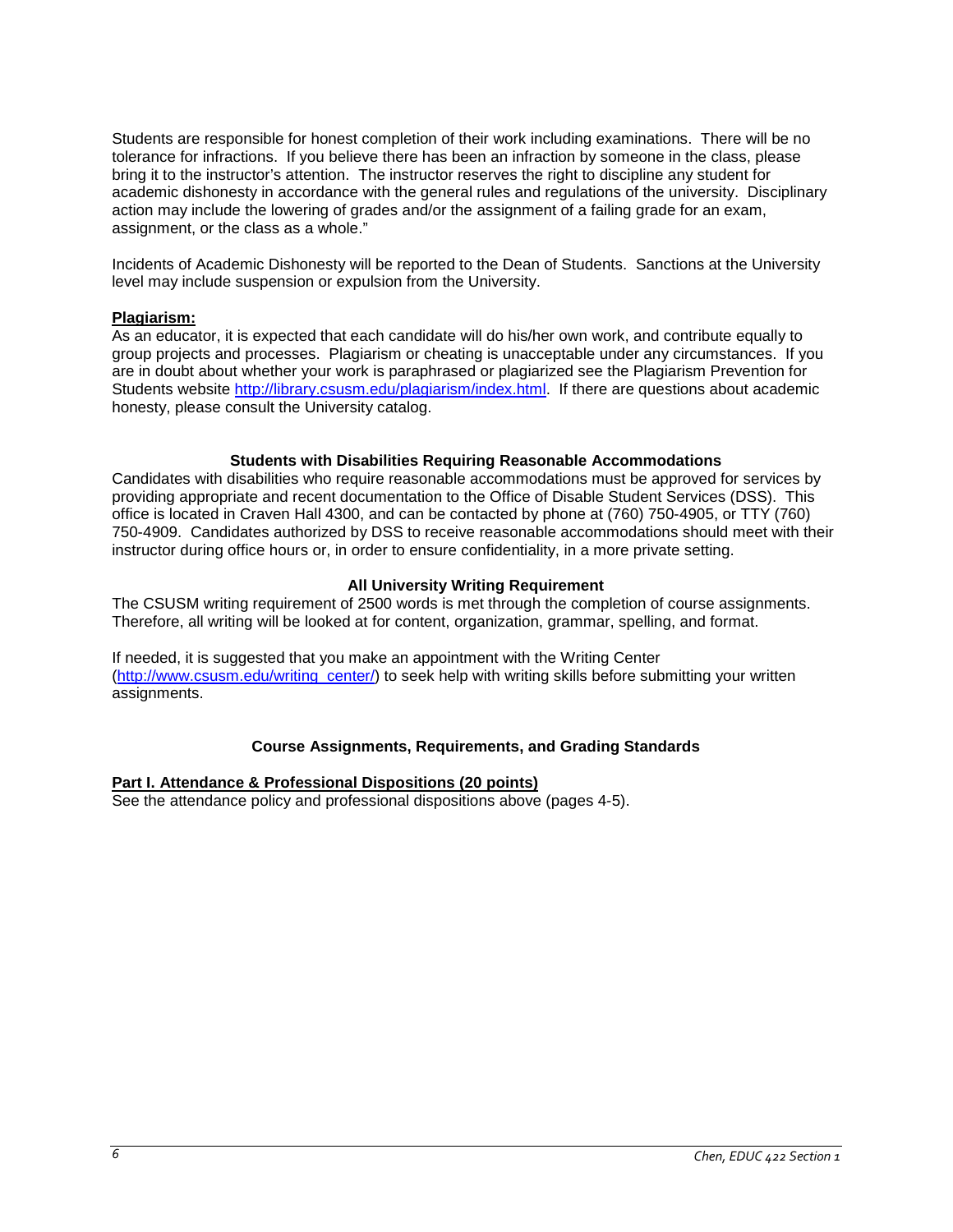Students are responsible for honest completion of their work including examinations. There will be no tolerance for infractions. If you believe there has been an infraction by someone in the class, please bring it to the instructor's attention. The instructor reserves the right to discipline any student for academic dishonesty in accordance with the general rules and regulations of the university. Disciplinary action may include the lowering of grades and/or the assignment of a failing grade for an exam, assignment, or the class as a whole."

Incidents of Academic Dishonesty will be reported to the Dean of Students. Sanctions at the University level may include suspension or expulsion from the University.

**Plagiarism:**

As an educator, it is expected that each candidate will do his/her own work, and contribute equally to group projects and processes. Plagiarism or cheating is unacceptable under any circumstances. If you are in doubt about whether your work is paraphrased or plagiarized see the Plagiarism Prevention for Students website http://library.csusm.edu/plagiarism/index.html. If there are questions about academic honesty, please consult the University catalog.

### Students with Disabilities Requiring Reasonable Accommodations

Candidates with disabilities who require reasonable accommodations must be approved for services by providing appropriate and recent documentation to the Office of Disable Student Services (DSS). This office is located in Craven Hall 4300, and can be contacted by phone at (760) 750-4905, or TTY (760) 750-4909. Candidates authorized by DSS to receive reasonable accommodations should meet with their instructor during office hours or, in order to ensure confidentiality, in a more private setting.

### All University Writing Requirement

The CSUSM writing requirement of 2500 words is met through the completion of course assignments. Therefore, all writing will be looked at for content, organization, grammar, spelling, and format.

If needed, it is suggested that you make an appointment with the Writing Center (http://www.csusm.edu/writing_center/) to seek help with writing skills before submitting your written assignments.

## Course Assignments, Requirements, and Grading Standards

**Part I. Attendance & Professional Dispositions (20 points)**

See the attendance policy and professional dispositions above (pages 4-5).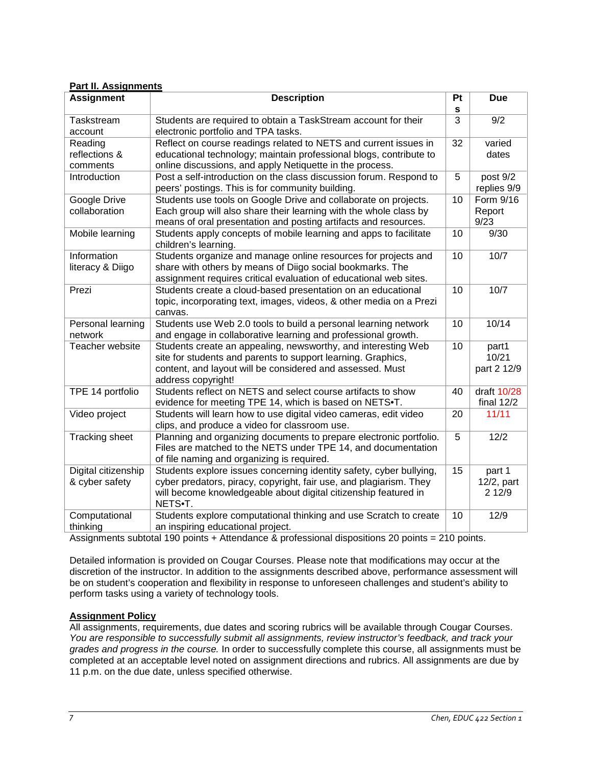**Part II. Assignments**

| Assignment | Description | Pts | Due |
|---|---|---|---|
| Taskstream account | Students are required to obtain a TaskStream account for their electronic portfolio and TPA tasks. | 3 | 9/2 |
| Reading reflections & comments | Reflect on course readings related to NETS and current issues in educational technology; maintain professional blogs, contribute to online discussions, and apply Netiquette in the process. | 32 | varied dates |
| Introduction | Post a self-introduction on the class discussion forum. Respond to peers' postings. This is for community building. | 5 | post 9/2 replies 9/9 |
| Google Drive collaboration | Students use tools on Google Drive and collaborate on projects. Each group will also share their learning with the whole class by means of oral presentation and posting artifacts and resources. | 10 | Form 9/16 Report 9/23 |
| Mobile learning | Students apply concepts of mobile learning and apps to facilitate children's learning. | 10 | 9/30 |
| Information literacy & Diigo | Students organize and manage online resources for projects and share with others by means of Diigo social bookmarks. The assignment requires critical evaluation of educational web sites. | 10 | 10/7 |
| Prezi | Students create a cloud-based presentation on an educational topic, incorporating text, images, videos, & other media on a Prezi canvas. | 10 | 10/7 |
| Personal learning network | Students use Web 2.0 tools to build a personal learning network and engage in collaborative learning and professional growth. | 10 | 10/14 |
| Teacher website | Students create an appealing, newsworthy, and interesting Web site for students and parents to support learning. Graphics, content, and layout will be considered and assessed. Must address copyright! | 10 | part1 10/21 part 2 12/9 |
| TPE 14 portfolio | Students reflect on NETS and select course artifacts to show evidence for meeting TPE 14, which is based on NETS•T. | 40 | draft 10/28 final 12/2 |
| Video project | Students will learn how to use digital video cameras, edit video clips, and produce a video for classroom use. | 20 | 11/11 |
| Tracking sheet | Planning and organizing documents to prepare electronic portfolio. Files are matched to the NETS under TPE 14, and documentation of file naming and organizing is required. | 5 | 12/2 |
| Digital citizenship & cyber safety | Students explore issues concerning identity safety, cyber bullying, cyber predators, piracy, copyright, fair use, and plagiarism. They will become knowledgeable about digital citizenship featured in NETS•T. | 15 | part 1 12/2, part 2 12/9 |
| Computational thinking | Students explore computational thinking and use Scratch to create an inspiring educational project. | 10 | 12/9 |

Assignments subtotal 190 points + Attendance & professional dispositions 20 points = 210 points.

Detailed information is provided on Cougar Courses. Please note that modifications may occur at the discretion of the instructor. In addition to the assignments described above, performance assessment will be on student's cooperation and flexibility in response to unforeseen challenges and student's ability to perform tasks using a variety of technology tools.

**Assignment Policy**

All assignments, requirements, due dates and scoring rubrics will be available through Cougar Courses. *You are responsible to successfully submit all assignments, review instructor's feedback, and track your grades and progress in the course.* In order to successfully complete this course, all assignments must be completed at an acceptable level noted on assignment directions and rubrics. All assignments are due by 11 p.m. on the due date, unless specified otherwise.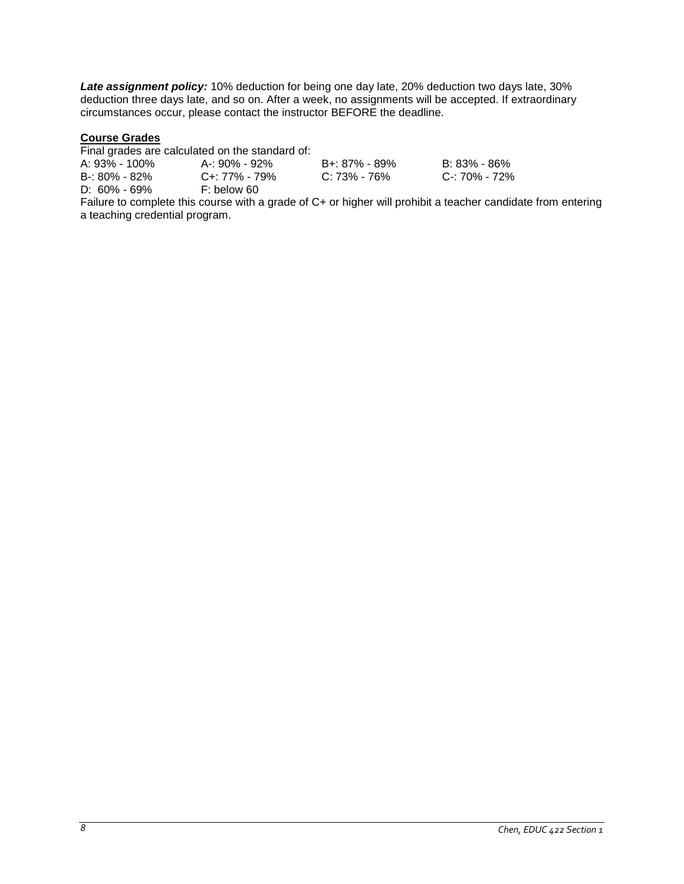***Late assignment policy:*** 10% deduction for being one day late, 20% deduction two days late, 30% deduction three days late, and so on. After a week, no assignments will be accepted. If extraordinary circumstances occur, please contact the instructor BEFORE the deadline.

**Course Grades**

Final grades are calculated on the standard of:

| | | | |
|---|---|---|---|
| A: 93% - 100% | A-: 90% - 92% | B+: 87% - 89% | B: 83% - 86% |
| B-: 80% - 82% | C+: 77% - 79% | C: 73% - 76% | C-: 70% - 72% |
| D: 60% - 69% | F: below 60 | | |

Failure to complete this course with a grade of C+ or higher will prohibit a teacher candidate from entering a teaching credential program.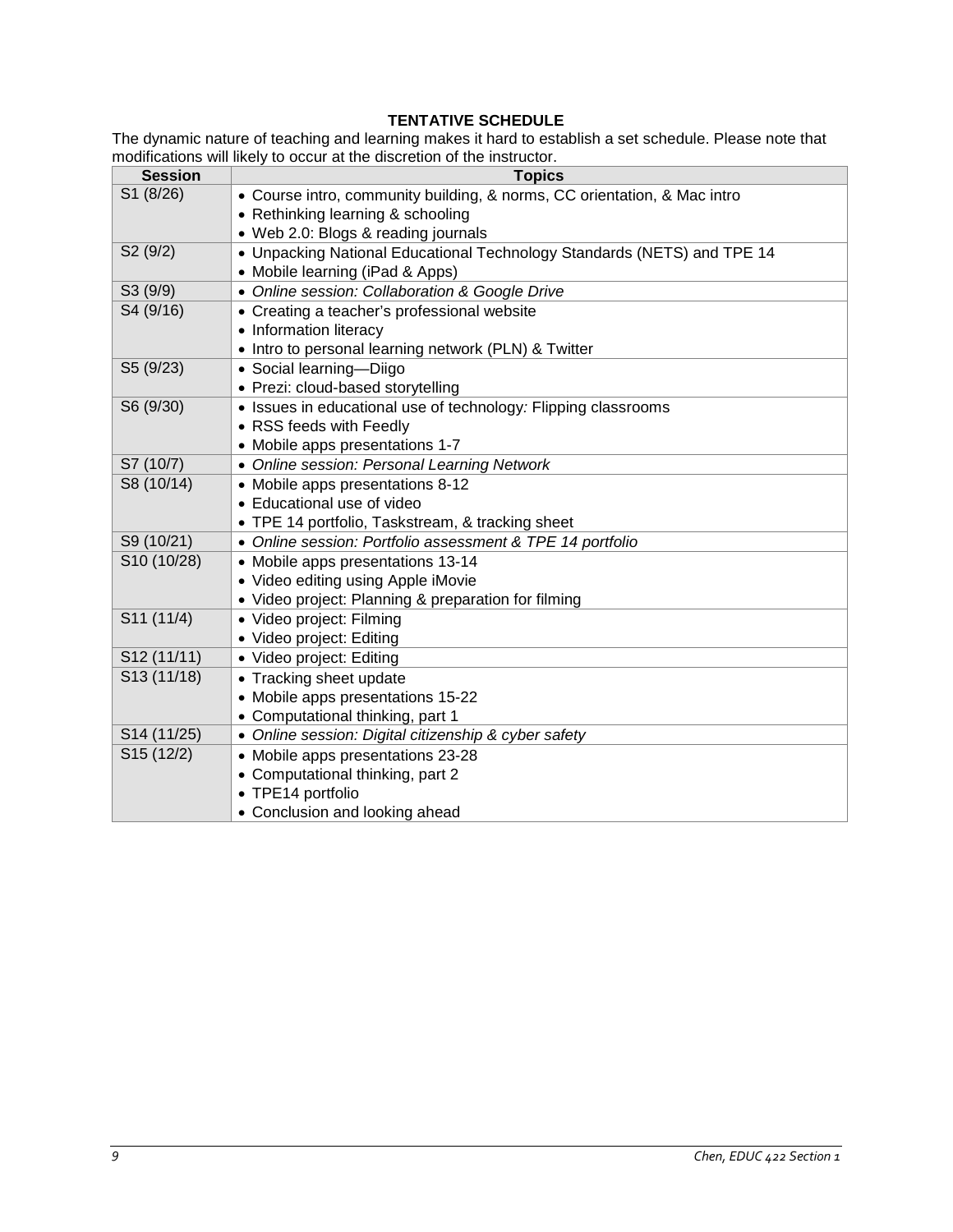**TENTATIVE SCHEDULE**

The dynamic nature of teaching and learning makes it hard to establish a set schedule. Please note that modifications will likely to occur at the discretion of the instructor.

| Session | Topics |
|---|---|
| S1 (8/26) | • Course intro, community building, & norms, CC orientation, & Mac intro<br>• Rethinking learning & schooling<br>• Web 2.0: Blogs & reading journals |
| S2 (9/2) | • Unpacking National Educational Technology Standards (NETS) and TPE 14<br>• Mobile learning (iPad & Apps) |
| S3 (9/9) | • *Online session: Collaboration & Google Drive* |
| S4 (9/16) | • Creating a teacher's professional website<br>• Information literacy<br>• Intro to personal learning network (PLN) & Twitter |
| S5 (9/23) | • Social learning—Diigo<br>• Prezi: cloud-based storytelling |
| S6 (9/30) | • Issues in educational use of technology: Flipping classrooms<br>• RSS feeds with Feedly<br>• Mobile apps presentations 1-7 |
| S7 (10/7) | • *Online session: Personal Learning Network* |
| S8 (10/14) | • Mobile apps presentations 8-12<br>• Educational use of video<br>• TPE 14 portfolio, Taskstream, & tracking sheet |
| S9 (10/21) | • *Online session: Portfolio assessment & TPE 14 portfolio* |
| S10 (10/28) | • Mobile apps presentations 13-14<br>• Video editing using Apple iMovie<br>• Video project: Planning & preparation for filming |
| S11 (11/4) | • Video project: Filming<br>• Video project: Editing |
| S12 (11/11) | • Video project: Editing |
| S13 (11/18) | • Tracking sheet update<br>• Mobile apps presentations 15-22<br>• Computational thinking, part 1 |
| S14 (11/25) | • *Online session: Digital citizenship & cyber safety* |
| S15 (12/2) | • Mobile apps presentations 23-28<br>• Computational thinking, part 2<br>• TPE14 portfolio<br>• Conclusion and looking ahead |